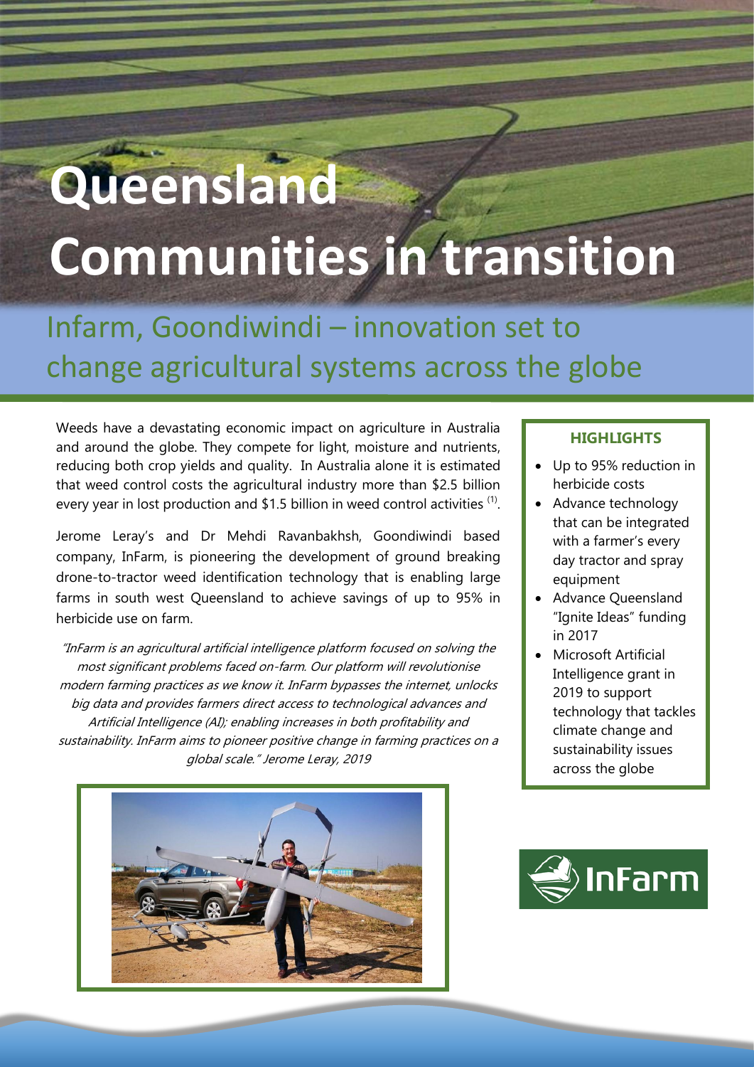# Queensland Communities in transition

## Infarm, Goondiwindi – innovation set to change agricultural systems across the globe

Weeds have a devastating economic impact on agriculture in Australia and around the globe. They compete for light, moisture and nutrients, reducing both crop yields and quality. In Australia alone it is estimated that weed control costs the agricultural industry more than $2.5 billion every year in lost production and $1.5 billion in weed control activities [1].

Jerome Leray's and Dr Mehdi Ravanbakhsh, Goondiwindi based company, InFarm, is pioneering the development of ground breaking drone-to-tractor weed identification technology that is enabling large farms in south west Queensland to achieve savings of up to 95% in herbicide use on farm.

*"InFarm is an agricultural artificial intelligence platform focused on solving the most significant problems faced on-farm. Our platform will revolutionise modern farming practices as we know it. InFarm bypasses the internet, unlocks big data and provides farmers direct access to technological advances and Artificial Intelligence (AI); enabling increases in both profitability and sustainability. InFarm aims to pioneer positive change in farming practices on a global scale." Jerome Leray, 2019*

**HIGHLIGHTS**

- Up to 95% reduction in herbicide costs
- Advance technology that can be integrated with a farmer's every day tractor and spray equipment
- Advance Queensland "Ignite Ideas" funding in 2017
- Microsoft Artificial Intelligence grant in 2019 to support technology that tackles climate change and sustainability issues across the globe

InFarm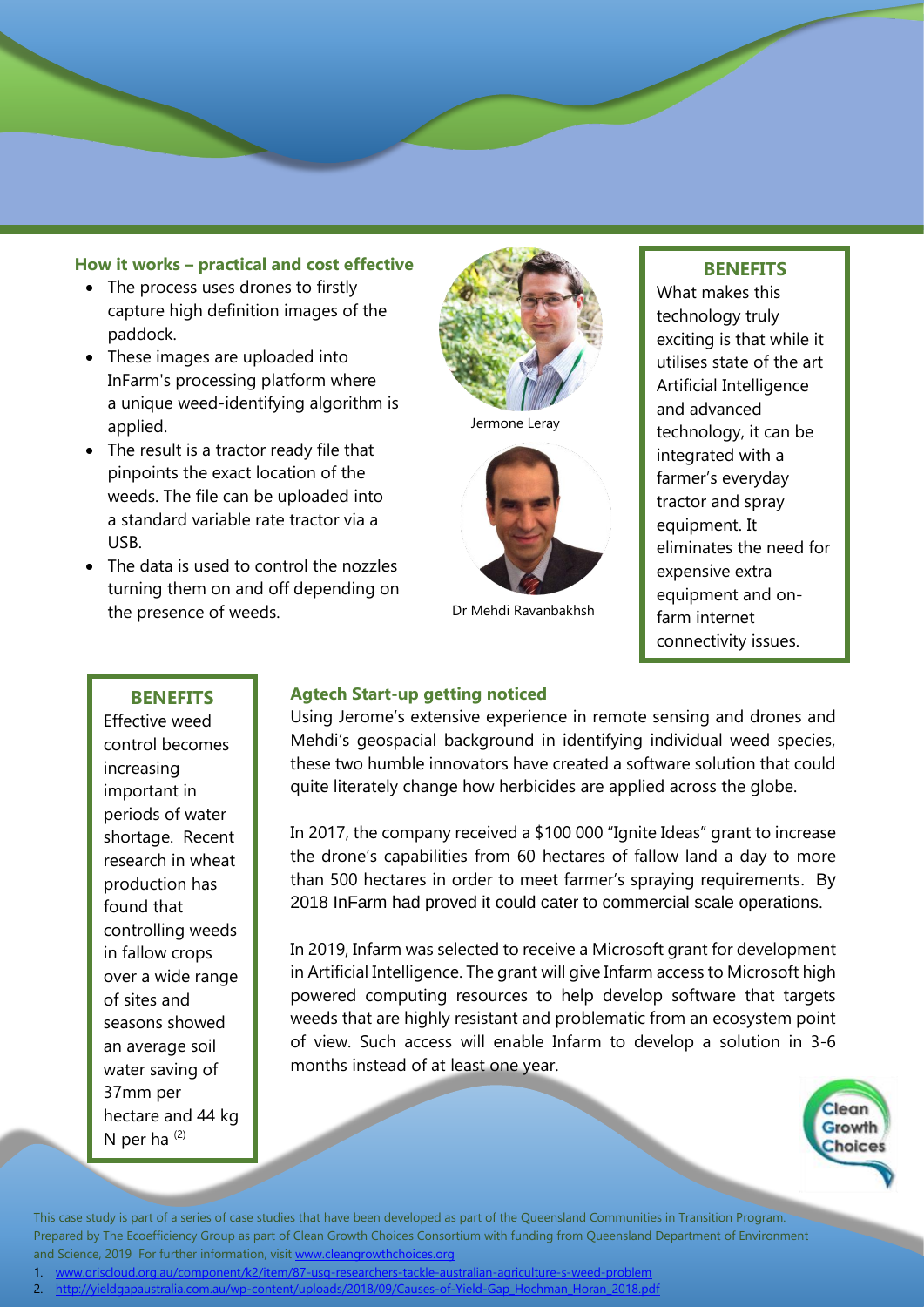### How it works – practical and cost effective

- The process uses drones to firstly capture high definition images of the paddock.
- These images are uploaded into InFarm's processing platform where a unique weed-identifying algorithm is applied.
- The result is a tractor ready file that pinpoints the exact location of the weeds. The file can be uploaded into a standard variable rate tractor via a USB.
- The data is used to control the nozzles turning them on and off depending on the presence of weeds.

Jermone Leray

Dr Mehdi Ravanbakhsh

### BENEFITS

What makes this technology truly exciting is that while it utilises state of the art Artificial Intelligence and advanced technology, it can be integrated with a farmer's everyday tractor and spray equipment. It eliminates the need for expensive extra equipment and on-farm internet connectivity issues.

### BENEFITS

Effective weed control becomes increasing important in periods of water shortage. Recent research in wheat production has found that controlling weeds in fallow crops over a wide range of sites and seasons showed an average soil water saving of 37mm per hectare and 44 kg N per ha [2]

### Agtech Start-up getting noticed

Using Jerome's extensive experience in remote sensing and drones and Mehdi's geospacial background in identifying individual weed species, these two humble innovators have created a software solution that could quite literately change how herbicides are applied across the globe.

In 2017, the company received a $100 000 "Ignite Ideas" grant to increase the drone's capabilities from 60 hectares of fallow land a day to more than 500 hectares in order to meet farmer's spraying requirements. By 2018 InFarm had proved it could cater to commercial scale operations.

In 2019, Infarm was selected to receive a Microsoft grant for development in Artificial Intelligence. The grant will give Infarm access to Microsoft high powered computing resources to help develop software that targets weeds that are highly resistant and problematic from an ecosystem point of view. Such access will enable Infarm to develop a solution in 3-6 months instead of at least one year.

Clean Growth Choices

This case study is part of a series of case studies that have been developed as part of the Queensland Communities in Transition Program. Prepared by The Ecoefficiency Group as part of Clean Growth Choices Consortium with funding from Queensland Department of Environment and Science, 2019 For further information, visit www.cleangrowthchoices.org

1. www.qriscloud.org.au/component/k2/item/87-usq-researchers-tackle-australian-agriculture-s-weed-problem
2. http://yieldgapaustralia.com.au/wp-content/uploads/2018/09/Causes-of-Yield-Gap_Hochman_Horan_2018.pdf